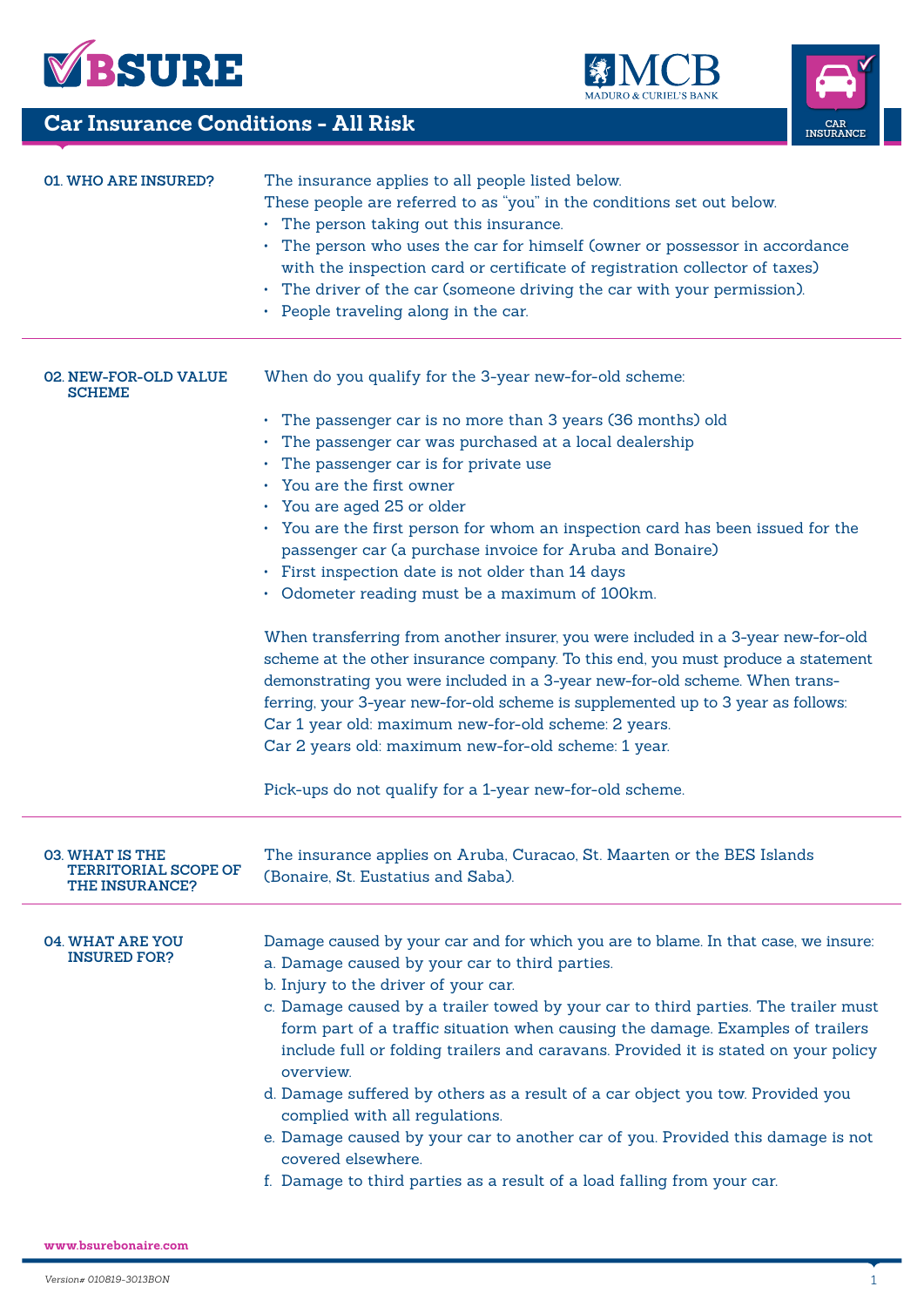# Car Insurance Conditions - All Risk

## 01. WHO ARE INSURED?

The insurance applies to all people listed below.
These people are referred to as "you" in the conditions set out below.

- The person taking out this insurance.
- The person who uses the car for himself (owner or possessor in accordance with the inspection card or certificate of registration collector of taxes)
- The driver of the car (someone driving the car with your permission).
- People traveling along in the car.

## 02. NEW-FOR-OLD VALUE SCHEME

When do you qualify for the 3-year new-for-old scheme:

- The passenger car is no more than 3 years (36 months) old
- The passenger car was purchased at a local dealership
- The passenger car is for private use
- You are the first owner
- You are aged 25 or older
- You are the first person for whom an inspection card has been issued for the passenger car (a purchase invoice for Aruba and Bonaire)
- First inspection date is not older than 14 days
- Odometer reading must be a maximum of 100km.

When transferring from another insurer, you were included in a 3-year new-for-old scheme at the other insurance company. To this end, you must produce a statement demonstrating you were included in a 3-year new-for-old scheme. When transferring, your 3-year new-for-old scheme is supplemented up to 3 year as follows:
Car 1 year old: maximum new-for-old scheme: 2 years.
Car 2 years old: maximum new-for-old scheme: 1 year.

Pick-ups do not qualify for a 1-year new-for-old scheme.

## 03. WHAT IS THE TERRITORIAL SCOPE OF THE INSURANCE?

The insurance applies on Aruba, Curacao, St. Maarten or the BES Islands (Bonaire, St. Eustatius and Saba).

## 04. WHAT ARE YOU INSURED FOR?

Damage caused by your car and for which you are to blame. In that case, we insure:

a. Damage caused by your car to third parties.
b. Injury to the driver of your car.
c. Damage caused by a trailer towed by your car to third parties. The trailer must form part of a traffic situation when causing the damage. Examples of trailers include full or folding trailers and caravans. Provided it is stated on your policy overview.
d. Damage suffered by others as a result of a car object you tow. Provided you complied with all regulations.
e. Damage caused by your car to another car of you. Provided this damage is not covered elsewhere.
f. Damage to third parties as a result of a load falling from your car.

www.bsurebonaire.com

*Version# 010819-3013BON*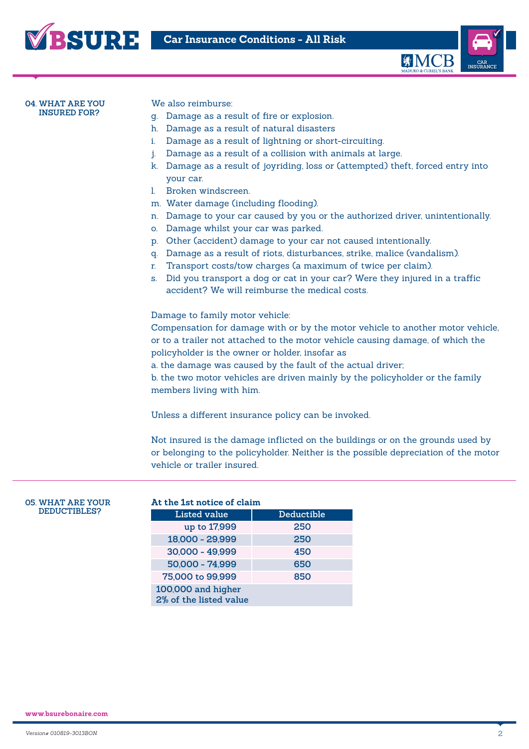## 04. WHAT ARE YOU INSURED FOR?

We also reimburse:

g. Damage as a result of fire or explosion.
h. Damage as a result of natural disasters
i. Damage as a result of lightning or short-circuiting.
j. Damage as a result of a collision with animals at large.
k. Damage as a result of joyriding, loss or (attempted) theft, forced entry into your car.
l. Broken windscreen.
m. Water damage (including flooding).
n. Damage to your car caused by you or the authorized driver, unintentionally.
o. Damage whilst your car was parked.
p. Other (accident) damage to your car not caused intentionally.
q. Damage as a result of riots, disturbances, strike, malice (vandalism).
r. Transport costs/tow charges (a maximum of twice per claim).
s. Did you transport a dog or cat in your car? Were they injured in a traffic accident? We will reimburse the medical costs.

Damage to family motor vehicle:
Compensation for damage with or by the motor vehicle to another motor vehicle, or to a trailer not attached to the motor vehicle causing damage, of which the policyholder is the owner or holder, insofar as
a. the damage was caused by the fault of the actual driver;
b. the two motor vehicles are driven mainly by the policyholder or the family members living with him.

Unless a different insurance policy can be invoked.

Not insured is the damage inflicted on the buildings or on the grounds used by or belonging to the policyholder. Neither is the possible depreciation of the motor vehicle or trailer insured.

## 05. WHAT ARE YOUR DEDUCTIBLES?

**At the 1st notice of claim**

| Listed value | Deductible |
|---|---|
| up to 17,999 | 250 |
| 18,000 - 29,999 | 250 |
| 30,000 - 49,999 | 450 |
| 50,000 - 74,999 | 650 |
| 75,000 to 99,999 | 850 |
| 100,000 and higher 2% of the listed value | |

www.bsurebonaire.com

*Version# 010819-3013BON*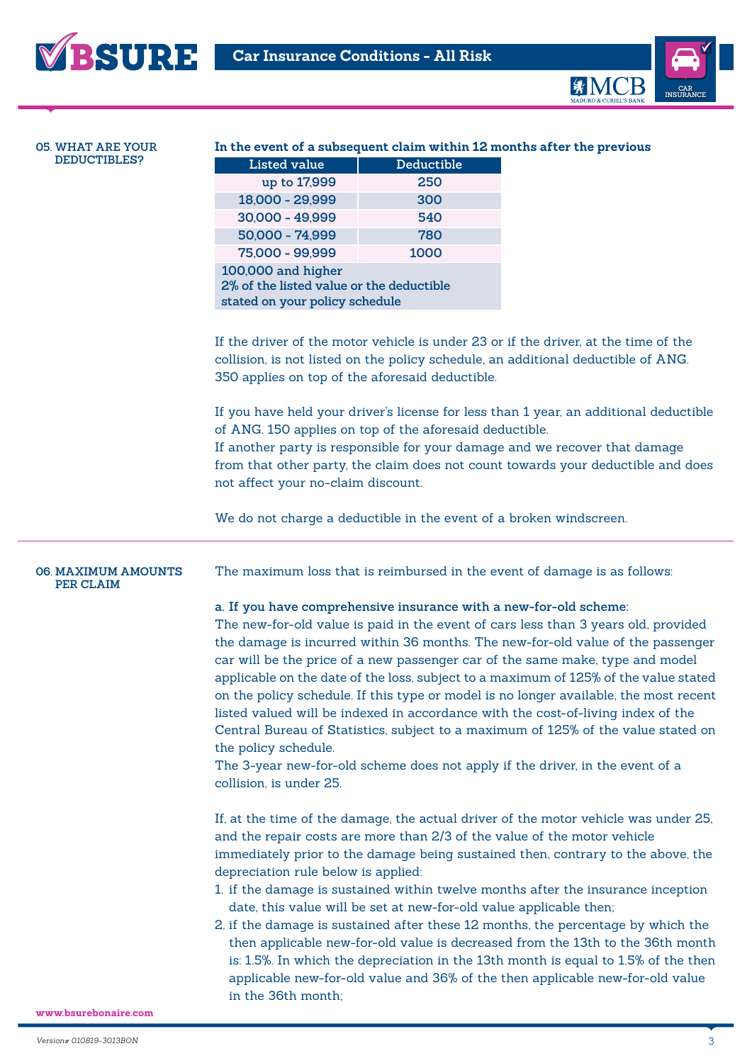## 05. WHAT ARE YOUR DEDUCTIBLES?

**In the event of a subsequent claim within 12 months after the previous**

| Listed value | Deductible |
|---|---|
| up to 17,999 | 250 |
| 18,000 - 29,999 | 300 |
| 30,000 - 49,999 | 540 |
| 50,000 - 74,999 | 780 |
| 75,000 - 99,999 | 1000 |
| 100,000 and higher<br>2% of the listed value or the deductible stated on your policy schedule | |

If the driver of the motor vehicle is under 23 or if the driver, at the time of the collision, is not listed on the policy schedule, an additional deductible of ANG. 350 applies on top of the aforesaid deductible.

If you have held your driver's license for less than 1 year, an additional deductible of ANG. 150 applies on top of the aforesaid deductible.
If another party is responsible for your damage and we recover that damage from that other party, the claim does not count towards your deductible and does not affect your no-claim discount.

We do not charge a deductible in the event of a broken windscreen.

## 06. MAXIMUM AMOUNTS PER CLAIM

The maximum loss that is reimbursed in the event of damage is as follows:

**a. If you have comprehensive insurance with a new-for-old scheme:**
The new-for-old value is paid in the event of cars less than 3 years old, provided the damage is incurred within 36 months. The new-for-old value of the passenger car will be the price of a new passenger car of the same make, type and model applicable on the date of the loss, subject to a maximum of 125% of the value stated on the policy schedule. If this type or model is no longer available, the most recent listed valued will be indexed in accordance with the cost-of-living index of the Central Bureau of Statistics, subject to a maximum of 125% of the value stated on the policy schedule.
The 3-year new-for-old scheme does not apply if the driver, in the event of a collision, is under 25.

If, at the time of the damage, the actual driver of the motor vehicle was under 25, and the repair costs are more than 2/3 of the value of the motor vehicle immediately prior to the damage being sustained then, contrary to the above, the depreciation rule below is applied:

1. if the damage is sustained within twelve months after the insurance inception date, this value will be set at new-for-old value applicable then;
2. if the damage is sustained after these 12 months, the percentage by which the then applicable new-for-old value is decreased from the 13th to the 36th month is: 1.5%. In which the depreciation in the 13th month is equal to 1.5% of the then applicable new-for-old value and 36% of the then applicable new-for-old value in the 36th month;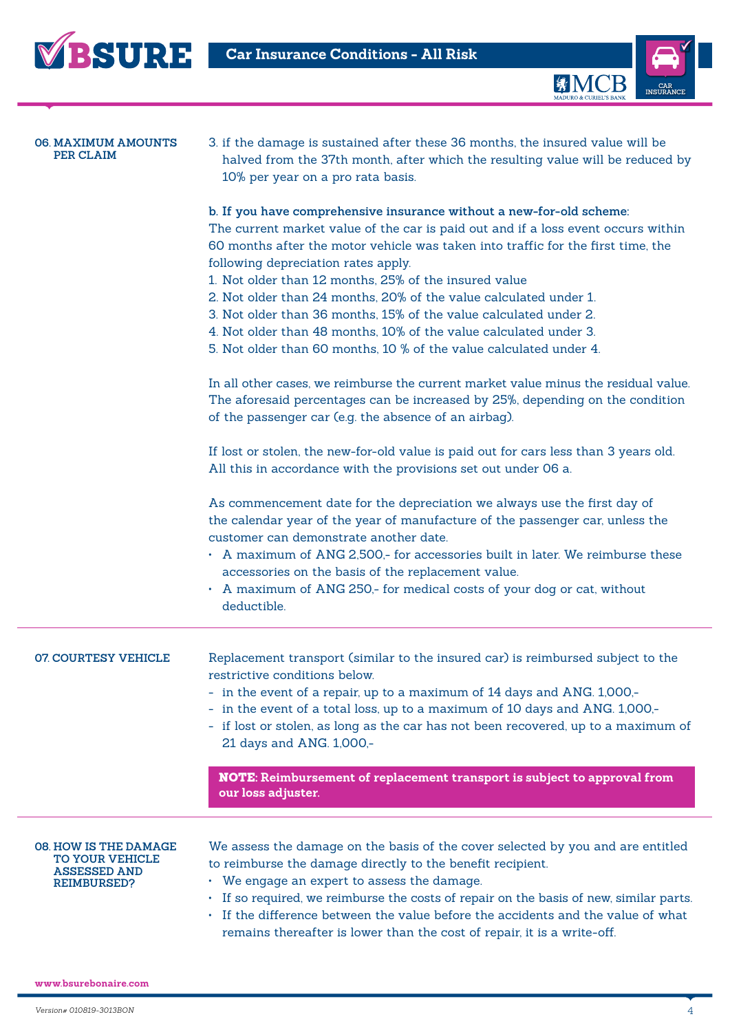## 06. MAXIMUM AMOUNTS PER CLAIM

3. if the damage is sustained after these 36 months, the insured value will be halved from the 37th month, after which the resulting value will be reduced by 10% per year on a pro rata basis.

**b. If you have comprehensive insurance without a new-for-old scheme:**
The current market value of the car is paid out and if a loss event occurs within 60 months after the motor vehicle was taken into traffic for the first time, the following depreciation rates apply.

1. Not older than 12 months, 25% of the insured value
2. Not older than 24 months, 20% of the value calculated under 1.
3. Not older than 36 months, 15% of the value calculated under 2.
4. Not older than 48 months, 10% of the value calculated under 3.
5. Not older than 60 months, 10 % of the value calculated under 4.

In all other cases, we reimburse the current market value minus the residual value. The aforesaid percentages can be increased by 25%, depending on the condition of the passenger car (e.g. the absence of an airbag).

If lost or stolen, the new-for-old value is paid out for cars less than 3 years old. All this in accordance with the provisions set out under 06 a.

As commencement date for the depreciation we always use the first day of the calendar year of the year of manufacture of the passenger car, unless the customer can demonstrate another date.

- A maximum of ANG 2,500,- for accessories built in later. We reimburse these accessories on the basis of the replacement value.
- A maximum of ANG 250,- for medical costs of your dog or cat, without deductible.

## 07. COURTESY VEHICLE

Replacement transport (similar to the insured car) is reimbursed subject to the restrictive conditions below.

- in the event of a repair, up to a maximum of 14 days and ANG. 1,000,-
- in the event of a total loss, up to a maximum of 10 days and ANG. 1,000,-
- if lost or stolen, as long as the car has not been recovered, up to a maximum of 21 days and ANG. 1,000,-

**NOTE: Reimbursement of replacement transport is subject to approval from our loss adjuster.**

## 08. HOW IS THE DAMAGE TO YOUR VEHICLE ASSESSED AND REIMBURSED?

We assess the damage on the basis of the cover selected by you and are entitled to reimburse the damage directly to the benefit recipient.

- We engage an expert to assess the damage.
- If so required, we reimburse the costs of repair on the basis of new, similar parts.
- If the difference between the value before the accidents and the value of what remains thereafter is lower than the cost of repair, it is a write-off.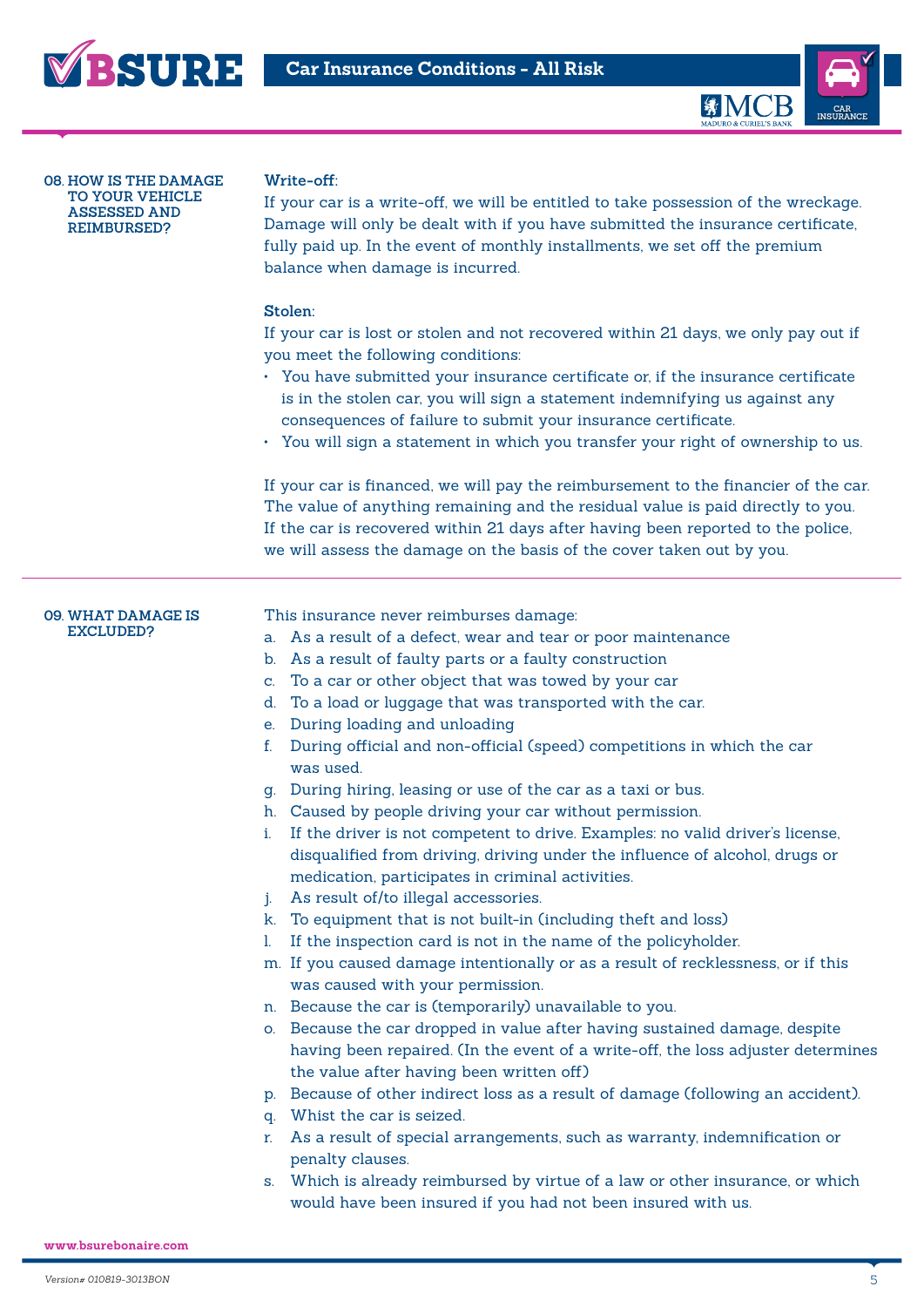## 08. HOW IS THE DAMAGE TO YOUR VEHICLE ASSESSED AND REIMBURSED?

**Write-off:**
If your car is a write-off, we will be entitled to take possession of the wreckage. Damage will only be dealt with if you have submitted the insurance certificate, fully paid up. In the event of monthly installments, we set off the premium balance when damage is incurred.

**Stolen:**
If your car is lost or stolen and not recovered within 21 days, we only pay out if you meet the following conditions:

- You have submitted your insurance certificate or, if the insurance certificate is in the stolen car, you will sign a statement indemnifying us against any consequences of failure to submit your insurance certificate.
- You will sign a statement in which you transfer your right of ownership to us.

If your car is financed, we will pay the reimbursement to the financier of the car. The value of anything remaining and the residual value is paid directly to you. If the car is recovered within 21 days after having been reported to the police, we will assess the damage on the basis of the cover taken out by you.

## 09. WHAT DAMAGE IS EXCLUDED?

This insurance never reimburses damage:

a. As a result of a defect, wear and tear or poor maintenance
b. As a result of faulty parts or a faulty construction
c. To a car or other object that was towed by your car
d. To a load or luggage that was transported with the car.
e. During loading and unloading
f. During official and non-official (speed) competitions in which the car was used.
g. During hiring, leasing or use of the car as a taxi or bus.
h. Caused by people driving your car without permission.
i. If the driver is not competent to drive. Examples: no valid driver's license, disqualified from driving, driving under the influence of alcohol, drugs or medication, participates in criminal activities.
j. As result of/to illegal accessories.
k. To equipment that is not built-in (including theft and loss)
l. If the inspection card is not in the name of the policyholder.
m. If you caused damage intentionally or as a result of recklessness, or if this was caused with your permission.
n. Because the car is (temporarily) unavailable to you.
o. Because the car dropped in value after having sustained damage, despite having been repaired. (In the event of a write-off, the loss adjuster determines the value after having been written off)
p. Because of other indirect loss as a result of damage (following an accident).
q. Whist the car is seized.
r. As a result of special arrangements, such as warranty, indemnification or penalty clauses.
s. Which is already reimbursed by virtue of a law or other insurance, or which would have been insured if you had not been insured with us.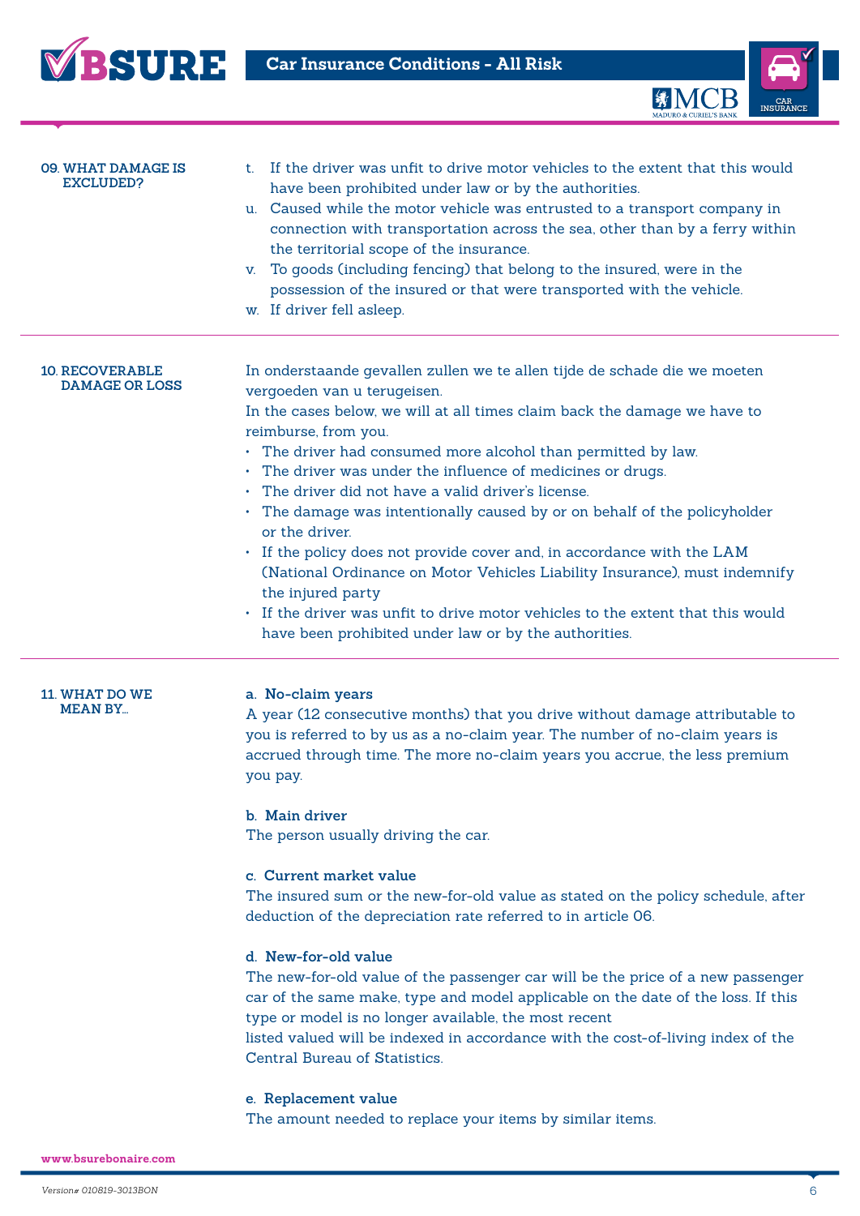## 09. WHAT DAMAGE IS EXCLUDED?

t. If the driver was unfit to drive motor vehicles to the extent that this would have been prohibited under law or by the authorities.

u. Caused while the motor vehicle was entrusted to a transport company in connection with transportation across the sea, other than by a ferry within the territorial scope of the insurance.

v. To goods (including fencing) that belong to the insured, were in the possession of the insured or that were transported with the vehicle.

w. If driver fell asleep.

## 10. RECOVERABLE DAMAGE OR LOSS

In onderstaande gevallen zullen we te allen tijde de schade die we moeten vergoeden van u terugeisen.

In the cases below, we will at all times claim back the damage we have to reimburse, from you.

- The driver had consumed more alcohol than permitted by law.
- The driver was under the influence of medicines or drugs.
- The driver did not have a valid driver's license.
- The damage was intentionally caused by or on behalf of the policyholder or the driver.
- If the policy does not provide cover and, in accordance with the LAM (National Ordinance on Motor Vehicles Liability Insurance), must indemnify the injured party
- If the driver was unfit to drive motor vehicles to the extent that this would have been prohibited under law or by the authorities.

## 11. WHAT DO WE MEAN BY…

**a. No-claim years**

A year (12 consecutive months) that you drive without damage attributable to you is referred to by us as a no-claim year. The number of no-claim years is accrued through time. The more no-claim years you accrue, the less premium you pay.

**b. Main driver**

The person usually driving the car.

**c. Current market value**

The insured sum or the new-for-old value as stated on the policy schedule, after deduction of the depreciation rate referred to in article 06.

**d. New-for-old value**

The new-for-old value of the passenger car will be the price of a new passenger car of the same make, type and model applicable on the date of the loss. If this type or model is no longer available, the most recent listed valued will be indexed in accordance with the cost-of-living index of the Central Bureau of Statistics.

**e. Replacement value**

The amount needed to replace your items by similar items.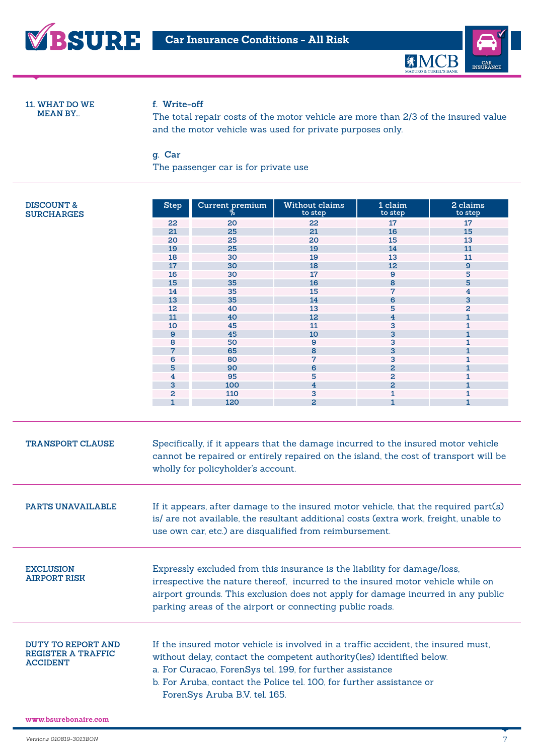## 11. WHAT DO WE MEAN BY...

**f. Write-off**

The total repair costs of the motor vehicle are more than 2/3 of the insured value and the motor vehicle was used for private purposes only.

**g. Car**

The passenger car is for private use

## DISCOUNT & SURCHARGES

| Step | Current premium % | Without claims to step | 1 claim to step | 2 claims to step |
|---|---|---|---|---|
| 22 | 20 | 22 | 17 | 17 |
| 21 | 25 | 21 | 16 | 15 |
| 20 | 25 | 20 | 15 | 13 |
| 19 | 25 | 19 | 14 | 11 |
| 18 | 30 | 19 | 13 | 11 |
| 17 | 30 | 18 | 12 | 9 |
| 16 | 30 | 17 | 9 | 5 |
| 15 | 35 | 16 | 8 | 5 |
| 14 | 35 | 15 | 7 | 4 |
| 13 | 35 | 14 | 6 | 3 |
| 12 | 40 | 13 | 5 | 2 |
| 11 | 40 | 12 | 4 | 1 |
| 10 | 45 | 11 | 3 | 1 |
| 9 | 45 | 10 | 3 | 1 |
| 8 | 50 | 9 | 3 | 1 |
| 7 | 65 | 8 | 3 | 1 |
| 6 | 80 | 7 | 3 | 1 |
| 5 | 90 | 6 | 2 | 1 |
| 4 | 95 | 5 | 2 | 1 |
| 3 | 100 | 4 | 2 | 1 |
| 2 | 110 | 3 | 1 | 1 |
| 1 | 120 | 2 | 1 | 1 |

## TRANSPORT CLAUSE

Specifically, if it appears that the damage incurred to the insured motor vehicle cannot be repaired or entirely repaired on the island, the cost of transport will be wholly for policyholder's account.

## PARTS UNAVAILABLE

If it appears, after damage to the insured motor vehicle, that the required part(s) is/ are not available, the resultant additional costs (extra work, freight, unable to use own car, etc.) are disqualified from reimbursement.

## EXCLUSION AIRPORT RISK

Expressly excluded from this insurance is the liability for damage/loss, irrespective the nature thereof, incurred to the insured motor vehicle while on airport grounds. This exclusion does not apply for damage incurred in any public parking areas of the airport or connecting public roads.

## DUTY TO REPORT AND REGISTER A TRAFFIC ACCIDENT

If the insured motor vehicle is involved in a traffic accident, the insured must, without delay, contact the competent authority(ies) identified below.

a. For Curacao, ForenSys tel. 199, for further assistance

b. For Aruba, contact the Police tel. 100, for further assistance or ForenSys Aruba B.V. tel. 165.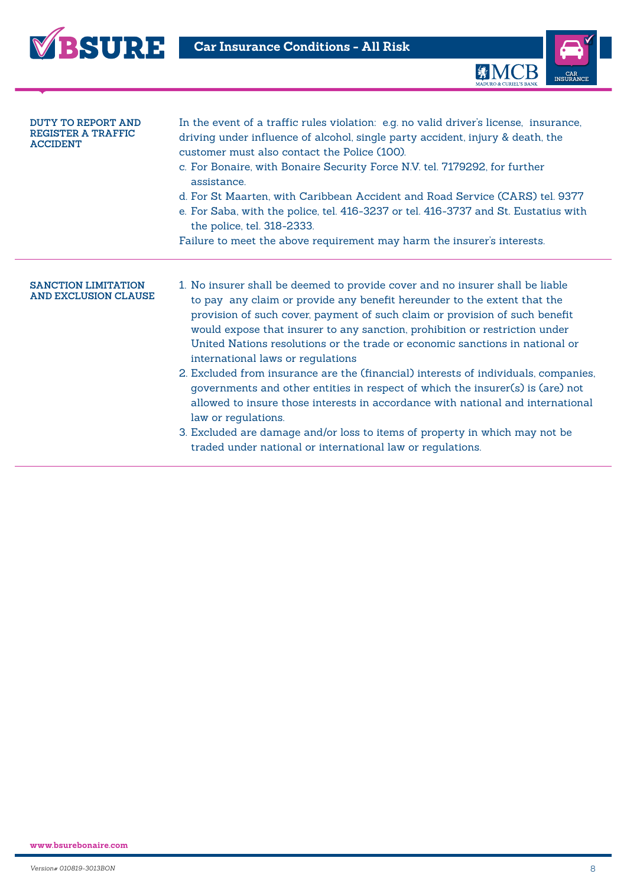### DUTY TO REPORT AND REGISTER A TRAFFIC ACCIDENT

In the event of a traffic rules violation: e.g. no valid driver's license, insurance, driving under influence of alcohol, single party accident, injury & death, the customer must also contact the Police (100).

c. For Bonaire, with Bonaire Security Force N.V. tel. 7179292, for further assistance.
d. For St Maarten, with Caribbean Accident and Road Service (CARS) tel. 9377
e. For Saba, with the police, tel. 416-3237 or tel. 416-3737 and St. Eustatius with the police, tel. 318-2333.

Failure to meet the above requirement may harm the insurer's interests.

### SANCTION LIMITATION AND EXCLUSION CLAUSE

1. No insurer shall be deemed to provide cover and no insurer shall be liable to pay any claim or provide any benefit hereunder to the extent that the provision of such cover, payment of such claim or provision of such benefit would expose that insurer to any sanction, prohibition or restriction under United Nations resolutions or the trade or economic sanctions in national or international laws or regulations
2. Excluded from insurance are the (financial) interests of individuals, companies, governments and other entities in respect of which the insurer(s) is (are) not allowed to insure those interests in accordance with national and international law or regulations.
3. Excluded are damage and/or loss to items of property in which may not be traded under national or international law or regulations.